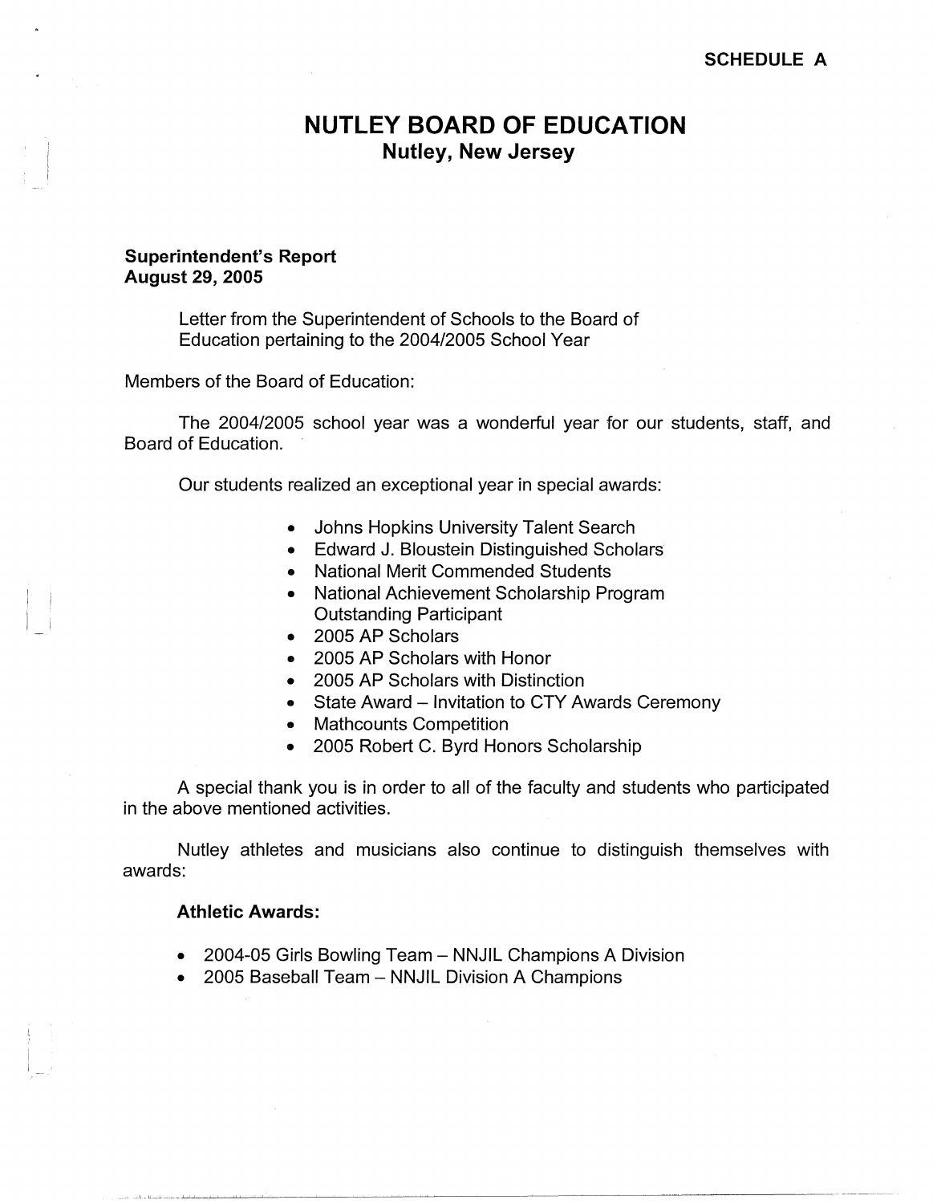SCHEDULE A

# NUTLEY BOARD OF EDUCATION
## Nutley, New Jersey

**Superintendent's Report**
**August 29, 2005**

Letter from the Superintendent of Schools to the Board of Education pertaining to the 2004/2005 School Year

Members of the Board of Education:

The 2004/2005 school year was a wonderful year for our students, staff, and Board of Education.

Our students realized an exceptional year in special awards:

- Johns Hopkins University Talent Search
- Edward J. Bloustein Distinguished Scholars
- National Merit Commended Students
- National Achievement Scholarship Program Outstanding Participant
- 2005 AP Scholars
- 2005 AP Scholars with Honor
- 2005 AP Scholars with Distinction
- State Award – Invitation to CTY Awards Ceremony
- Mathcounts Competition
- 2005 Robert C. Byrd Honors Scholarship

A special thank you is in order to all of the faculty and students who participated in the above mentioned activities.

Nutley athletes and musicians also continue to distinguish themselves with awards:

**Athletic Awards:**

- 2004-05 Girls Bowling Team – NNJIL Champions A Division
- 2005 Baseball Team – NNJIL Division A Champions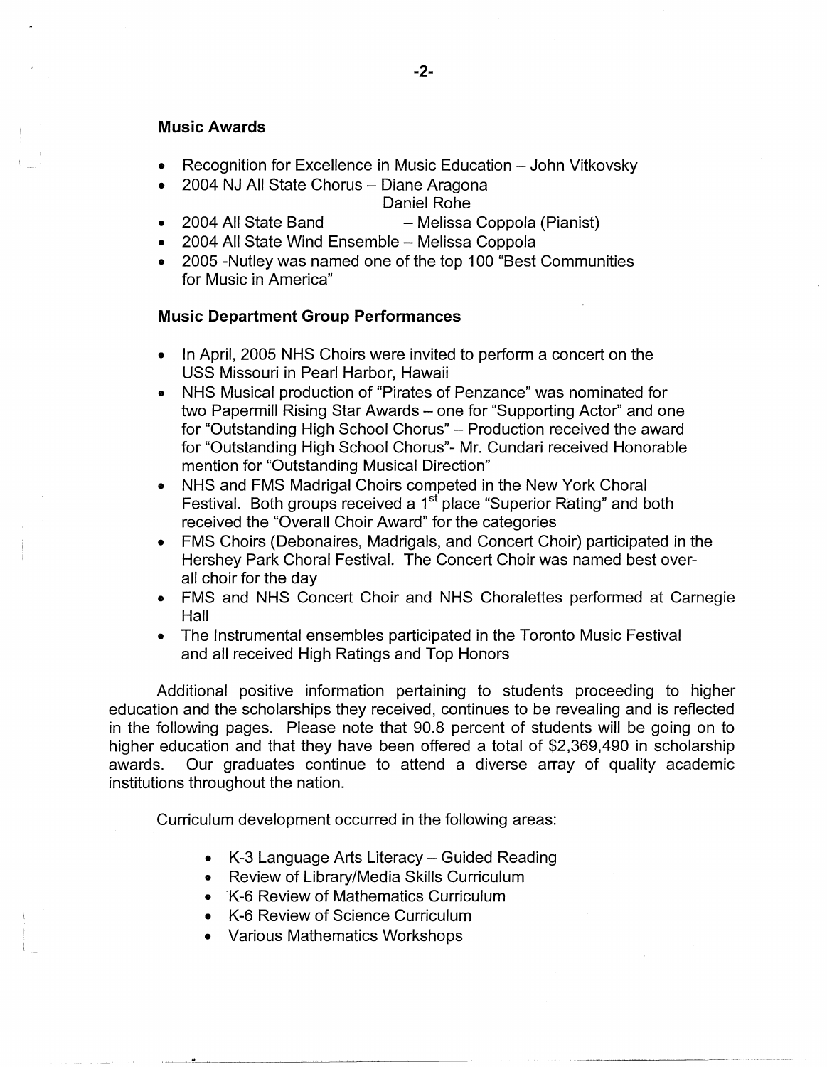**Music Awards**

- Recognition for Excellence in Music Education – John Vitkovsky
- 2004 NJ All State Chorus – Diane Aragona
  Daniel Rohe
- 2004 All State Band – Melissa Coppola (Pianist)
- 2004 All State Wind Ensemble – Melissa Coppola
- 2005 -Nutley was named one of the top 100 "Best Communities for Music in America"

**Music Department Group Performances**

- In April, 2005 NHS Choirs were invited to perform a concert on the USS Missouri in Pearl Harbor, Hawaii
- NHS Musical production of "Pirates of Penzance" was nominated for two Papermill Rising Star Awards – one for "Supporting Actor" and one for "Outstanding High School Chorus" – Production received the award for "Outstanding High School Chorus"- Mr. Cundari received Honorable mention for "Outstanding Musical Direction"
- NHS and FMS Madrigal Choirs competed in the New York Choral Festival. Both groups received a 1st place "Superior Rating" and both received the "Overall Choir Award" for the categories
- FMS Choirs (Debonaires, Madrigals, and Concert Choir) participated in the Hershey Park Choral Festival. The Concert Choir was named best over-all choir for the day
- FMS and NHS Concert Choir and NHS Choralettes performed at Carnegie Hall
- The Instrumental ensembles participated in the Toronto Music Festival and all received High Ratings and Top Honors

Additional positive information pertaining to students proceeding to higher education and the scholarships they received, continues to be revealing and is reflected in the following pages. Please note that 90.8 percent of students will be going on to higher education and that they have been offered a total of $2,369,490 in scholarship awards. Our graduates continue to attend a diverse array of quality academic institutions throughout the nation.

Curriculum development occurred in the following areas:

- K-3 Language Arts Literacy – Guided Reading
- Review of Library/Media Skills Curriculum
- K-6 Review of Mathematics Curriculum
- K-6 Review of Science Curriculum
- Various Mathematics Workshops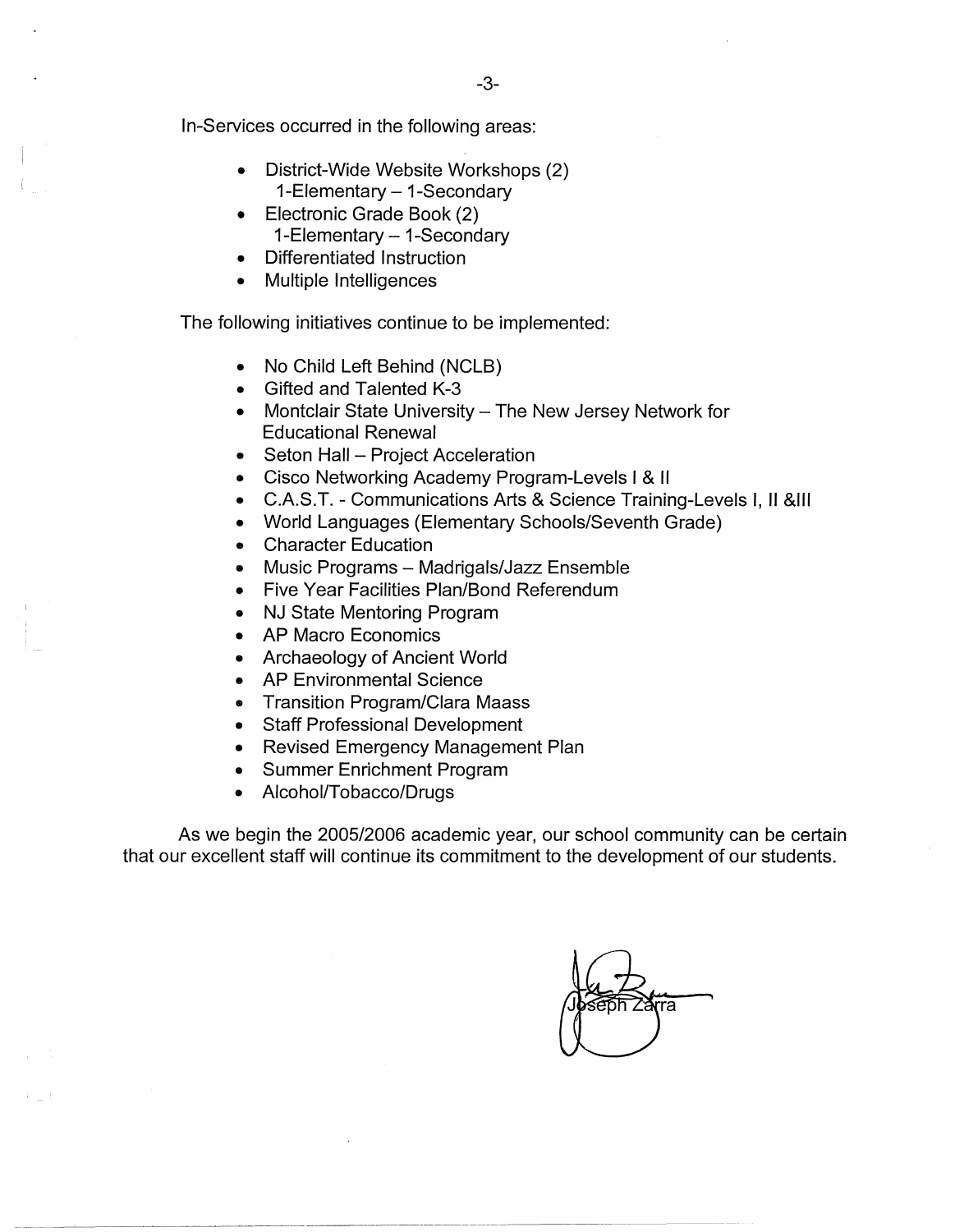In-Services occurred in the following areas:

- District-Wide Website Workshops (2)
  1-Elementary – 1-Secondary
- Electronic Grade Book (2)
  1-Elementary – 1-Secondary
- Differentiated Instruction
- Multiple Intelligences

The following initiatives continue to be implemented:

- No Child Left Behind (NCLB)
- Gifted and Talented K-3
- Montclair State University – The New Jersey Network for Educational Renewal
- Seton Hall – Project Acceleration
- Cisco Networking Academy Program-Levels I & II
- C.A.S.T. - Communications Arts & Science Training-Levels I, II &III
- World Languages (Elementary Schools/Seventh Grade)
- Character Education
- Music Programs – Madrigals/Jazz Ensemble
- Five Year Facilities Plan/Bond Referendum
- NJ State Mentoring Program
- AP Macro Economics
- Archaeology of Ancient World
- AP Environmental Science
- Transition Program/Clara Maass
- Staff Professional Development
- Revised Emergency Management Plan
- Summer Enrichment Program
- Alcohol/Tobacco/Drugs

As we begin the 2005/2006 academic year, our school community can be certain that our excellent staff will continue its commitment to the development of our students.

Joseph Zarra